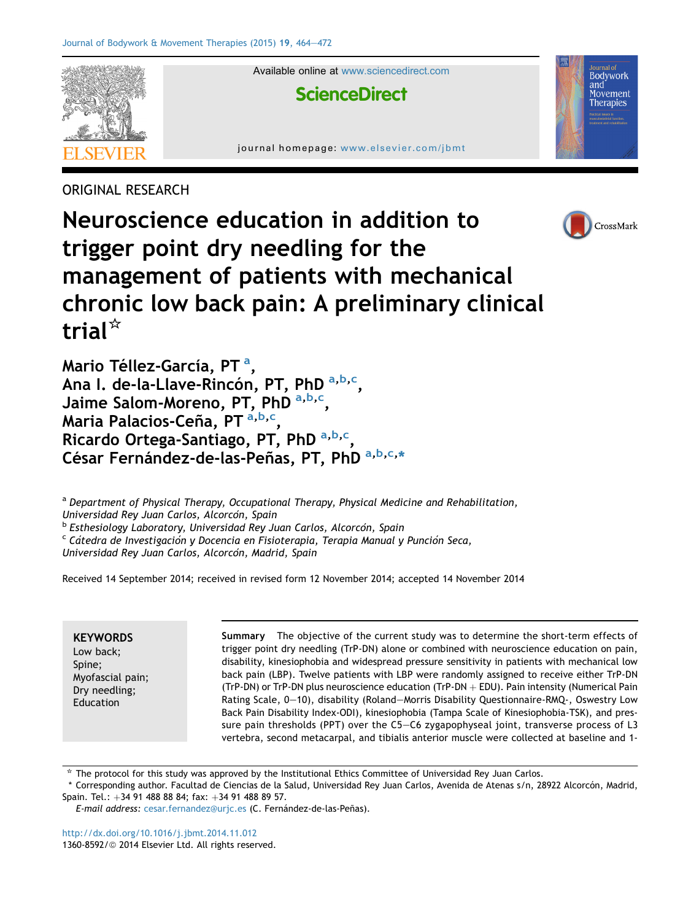ORIGINAL RESEARCH

# Neuroscience education in addition to trigger point dry needling for the management of patients with mechanical chronic low back pain: A preliminary clinical trial☆

Mario Téllez-García, PT [a], Ana I. de-la-Llave-Rincón, PT, PhD [a,b,c], Jaime Salom-Moreno, PT, PhD [a,b,c], Maria Palacios-Ceña, PT [a,b,c], Ricardo Ortega-Santiago, PT, PhD [a,b,c], César Fernández-de-las-Peñas, PT, PhD [a,b,c,*]

[a] Department of Physical Therapy, Occupational Therapy, Physical Medicine and Rehabilitation, Universidad Rey Juan Carlos, Alcorcón, Spain

[b] Esthesiology Laboratory, Universidad Rey Juan Carlos, Alcorcón, Spain

[c] Cátedra de Investigación y Docencia en Fisioterapia, Terapia Manual y Punción Seca, Universidad Rey Juan Carlos, Alcorcón, Madrid, Spain

Received 14 September 2014; received in revised form 12 November 2014; accepted 14 November 2014

**KEYWORDS**
Low back;
Spine;
Myofascial pain;
Dry needling;
Education

**Summary** The objective of the current study was to determine the short-term effects of trigger point dry needling (TrP-DN) alone or combined with neuroscience education on pain, disability, kinesiophobia and widespread pressure sensitivity in patients with mechanical low back pain (LBP). Twelve patients with LBP were randomly assigned to receive either TrP-DN (TrP-DN) or TrP-DN plus neuroscience education (TrP-DN + EDU). Pain intensity (Numerical Pain Rating Scale, 0–10), disability (Roland–Morris Disability Questionnaire-RMQ-, Oswestry Low Back Pain Disability Index-ODI), kinesiophobia (Tampa Scale of Kinesiophobia-TSK), and pressure pain thresholds (PPT) over the C5–C6 zygapophyseal joint, transverse process of L3 vertebra, second metacarpal, and tibialis anterior muscle were collected at baseline and 1-

☆ The protocol for this study was approved by the Institutional Ethics Committee of Universidad Rey Juan Carlos.

\* Corresponding author. Facultad de Ciencias de la Salud, Universidad Rey Juan Carlos, Avenida de Atenas s/n, 28922 Alcorcón, Madrid, Spain. Tel.: +34 91 488 88 84; fax: +34 91 488 89 57.

*E-mail address:* cesar.fernandez@urjc.es (C. Fernández-de-las-Peñas).

http://dx.doi.org/10.1016/j.jbmt.2014.11.012
1360-8592/© 2014 Elsevier Ltd. All rights reserved.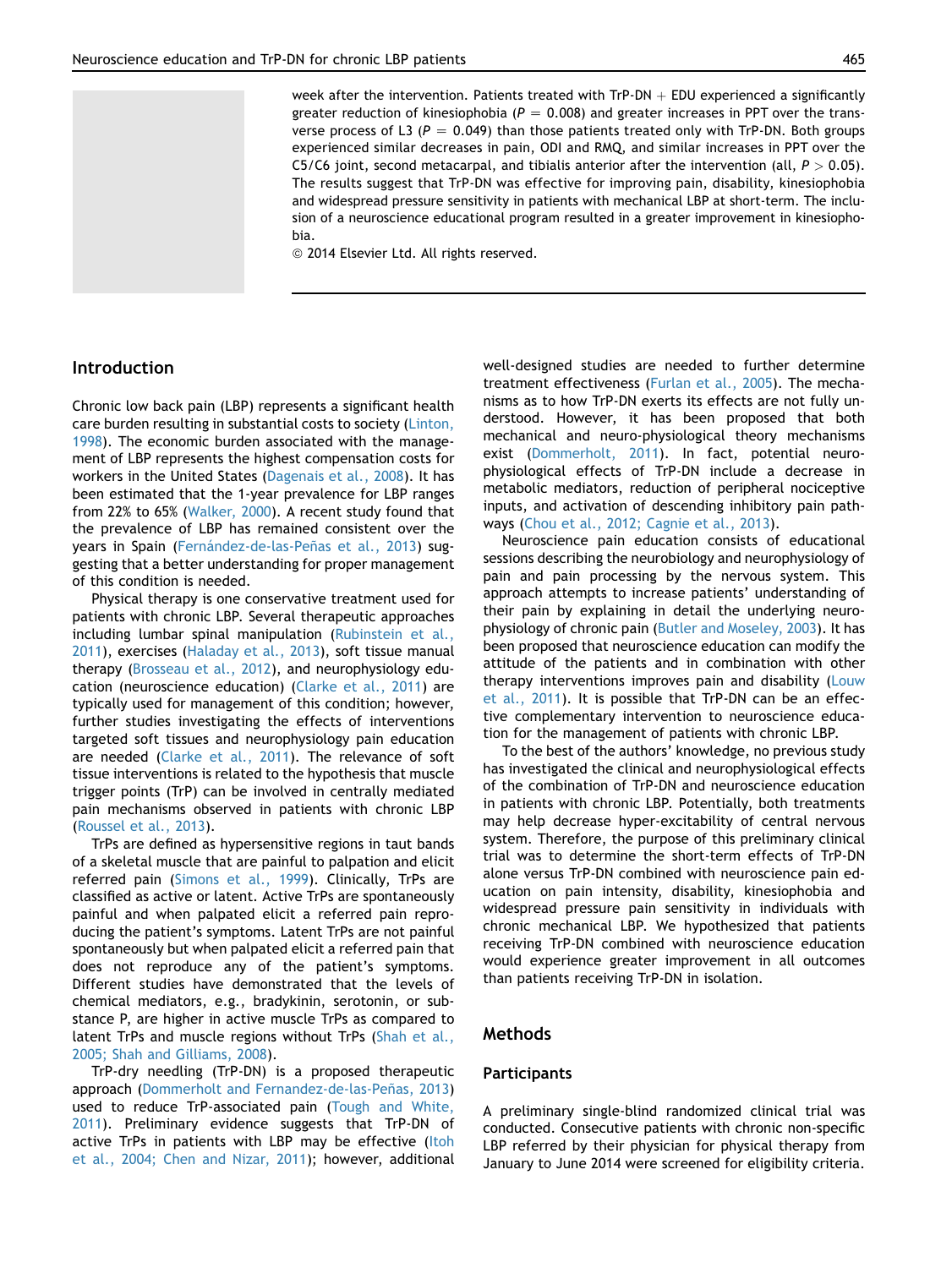week after the intervention. Patients treated with TrP-DN + EDU experienced a significantly greater reduction of kinesiophobia ($P = 0.008$) and greater increases in PPT over the transverse process of L3 ($P = 0.049$) than those patients treated only with TrP-DN. Both groups experienced similar decreases in pain, ODI and RMQ, and similar increases in PPT over the C5/C6 joint, second metacarpal, and tibialis anterior after the intervention (all, $P > 0.05$). The results suggest that TrP-DN was effective for improving pain, disability, kinesiophobia and widespread pressure sensitivity in patients with mechanical LBP at short-term. The inclusion of a neuroscience educational program resulted in a greater improvement in kinesiophobia.

© 2014 Elsevier Ltd. All rights reserved.

## Introduction

Chronic low back pain (LBP) represents a significant health care burden resulting in substantial costs to society (Linton, 1998). The economic burden associated with the management of LBP represents the highest compensation costs for workers in the United States (Dagenais et al., 2008). It has been estimated that the 1-year prevalence for LBP ranges from 22% to 65% (Walker, 2000). A recent study found that the prevalence of LBP has remained consistent over the years in Spain (Fernández-de-las-Peñas et al., 2013) suggesting that a better understanding for proper management of this condition is needed.

Physical therapy is one conservative treatment used for patients with chronic LBP. Several therapeutic approaches including lumbar spinal manipulation (Rubinstein et al., 2011), exercises (Haladay et al., 2013), soft tissue manual therapy (Brosseau et al., 2012), and neurophysiology education (neuroscience education) (Clarke et al., 2011) are typically used for management of this condition; however, further studies investigating the effects of interventions targeted soft tissues and neurophysiology pain education are needed (Clarke et al., 2011). The relevance of soft tissue interventions is related to the hypothesis that muscle trigger points (TrP) can be involved in centrally mediated pain mechanisms observed in patients with chronic LBP (Roussel et al., 2013).

TrPs are defined as hypersensitive regions in taut bands of a skeletal muscle that are painful to palpation and elicit referred pain (Simons et al., 1999). Clinically, TrPs are classified as active or latent. Active TrPs are spontaneously painful and when palpated elicit a referred pain reproducing the patient's symptoms. Latent TrPs are not painful spontaneously but when palpated elicit a referred pain that does not reproduce any of the patient's symptoms. Different studies have demonstrated that the levels of chemical mediators, e.g., bradykinin, serotonin, or substance P, are higher in active muscle TrPs as compared to latent TrPs and muscle regions without TrPs (Shah et al., 2005; Shah and Gilliams, 2008).

TrP-dry needling (TrP-DN) is a proposed therapeutic approach (Dommerholt and Fernandez-de-las-Peñas, 2013) used to reduce TrP-associated pain (Tough and White, 2011). Preliminary evidence suggests that TrP-DN of active TrPs in patients with LBP may be effective (Itoh et al., 2004; Chen and Nizar, 2011); however, additional well-designed studies are needed to further determine treatment effectiveness (Furlan et al., 2005). The mechanisms as to how TrP-DN exerts its effects are not fully understood. However, it has been proposed that both mechanical and neuro-physiological theory mechanisms exist (Dommerholt, 2011). In fact, potential neurophysiological effects of TrP-DN include a decrease in metabolic mediators, reduction of peripheral nociceptive inputs, and activation of descending inhibitory pain pathways (Chou et al., 2012; Cagnie et al., 2013).

Neuroscience pain education consists of educational sessions describing the neurobiology and neurophysiology of pain and pain processing by the nervous system. This approach attempts to increase patients' understanding of their pain by explaining in detail the underlying neurophysiology of chronic pain (Butler and Moseley, 2003). It has been proposed that neuroscience education can modify the attitude of the patients and in combination with other therapy interventions improves pain and disability (Louw et al., 2011). It is possible that TrP-DN can be an effective complementary intervention to neuroscience education for the management of patients with chronic LBP.

To the best of the authors' knowledge, no previous study has investigated the clinical and neurophysiological effects of the combination of TrP-DN and neuroscience education in patients with chronic LBP. Potentially, both treatments may help decrease hyper-excitability of central nervous system. Therefore, the purpose of this preliminary clinical trial was to determine the short-term effects of TrP-DN alone versus TrP-DN combined with neuroscience pain education on pain intensity, disability, kinesiophobia and widespread pressure pain sensitivity in individuals with chronic mechanical LBP. We hypothesized that patients receiving TrP-DN combined with neuroscience education would experience greater improvement in all outcomes than patients receiving TrP-DN in isolation.

## Methods

### Participants

A preliminary single-blind randomized clinical trial was conducted. Consecutive patients with chronic non-specific LBP referred by their physician for physical therapy from January to June 2014 were screened for eligibility criteria.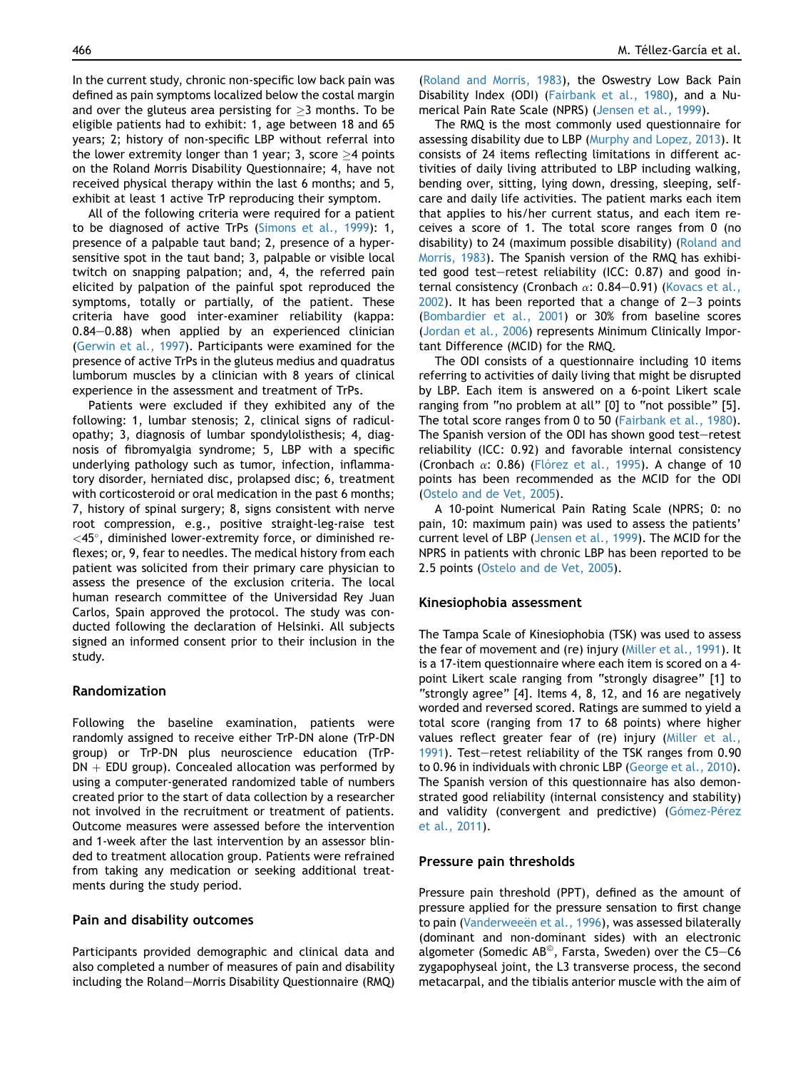In the current study, chronic non-specific low back pain was defined as pain symptoms localized below the costal margin and over the gluteus area persisting for ≥3 months. To be eligible patients had to exhibit: 1, age between 18 and 65 years; 2, history of non-specific LBP without referral into the lower extremity longer than 1 year; 3, score ≥4 points on the Roland Morris Disability Questionnaire; 4, have not received physical therapy within the last 6 months; and 5, exhibit at least 1 active TrP reproducing their symptom.

All of the following criteria were required for a patient to be diagnosed of active TrPs (Simons et al., 1999): 1, presence of a palpable taut band; 2, presence of a hypersensitive spot in the taut band; 3, palpable or visible local twitch on snapping palpation; and, 4, the referred pain elicited by palpation of the painful spot reproduced the symptoms, totally or partially, of the patient. These criteria have good inter-examiner reliability (kappa: 0.84–0.88) when applied by an experienced clinician (Gerwin et al., 1997). Participants were examined for the presence of active TrPs in the gluteus medius and quadratus lumborum muscles by a clinician with 8 years of clinical experience in the assessment and treatment of TrPs.

Patients were excluded if they exhibited any of the following: 1, lumbar stenosis; 2, clinical signs of radiculopathy; 3, diagnosis of lumbar spondylolisthesis; 4, diagnosis of fibromyalgia syndrome; 5, LBP with a specific underlying pathology such as tumor, infection, inflammatory disorder, herniated disc, prolapsed disc; 6, treatment with corticosteroid or oral medication in the past 6 months; 7, history of spinal surgery; 8, signs consistent with nerve root compression, e.g., positive straight-leg-raise test <45°, diminished lower-extremity force, or diminished reflexes; or, 9, fear to needles. The medical history from each patient was solicited from their primary care physician to assess the presence of the exclusion criteria. The local human research committee of the Universidad Rey Juan Carlos, Spain approved the protocol. The study was conducted following the declaration of Helsinki. All subjects signed an informed consent prior to their inclusion in the study.

## Randomization

Following the baseline examination, patients were randomly assigned to receive either TrP-DN alone (TrP-DN group) or TrP-DN plus neuroscience education (TrP-DN + EDU group). Concealed allocation was performed by using a computer-generated randomized table of numbers created prior to the start of data collection by a researcher not involved in the recruitment or treatment of patients. Outcome measures were assessed before the intervention and 1-week after the last intervention by an assessor blinded to treatment allocation group. Patients were refrained from taking any medication or seeking additional treatments during the study period.

## Pain and disability outcomes

Participants provided demographic and clinical data and also completed a number of measures of pain and disability including the Roland–Morris Disability Questionnaire (RMQ) (Roland and Morris, 1983), the Oswestry Low Back Pain Disability Index (ODI) (Fairbank et al., 1980), and a Numerical Pain Rate Scale (NPRS) (Jensen et al., 1999).

The RMQ is the most commonly used questionnaire for assessing disability due to LBP (Murphy and Lopez, 2013). It consists of 24 items reflecting limitations in different activities of daily living attributed to LBP including walking, bending over, sitting, lying down, dressing, sleeping, self-care and daily life activities. The patient marks each item that applies to his/her current status, and each item receives a score of 1. The total score ranges from 0 (no disability) to 24 (maximum possible disability) (Roland and Morris, 1983). The Spanish version of the RMQ has exhibited good test–retest reliability (ICC: 0.87) and good internal consistency (Cronbach α: 0.84–0.91) (Kovacs et al., 2002). It has been reported that a change of 2–3 points (Bombardier et al., 2001) or 30% from baseline scores (Jordan et al., 2006) represents Minimum Clinically Important Difference (MCID) for the RMQ.

The ODI consists of a questionnaire including 10 items referring to activities of daily living that might be disrupted by LBP. Each item is answered on a 6-point Likert scale ranging from "no problem at all" [0] to "not possible" [5]. The total score ranges from 0 to 50 (Fairbank et al., 1980). The Spanish version of the ODI has shown good test–retest reliability (ICC: 0.92) and favorable internal consistency (Cronbach α: 0.86) (Flórez et al., 1995). A change of 10 points has been recommended as the MCID for the ODI (Ostelo and de Vet, 2005).

A 10-point Numerical Pain Rating Scale (NPRS; 0: no pain, 10: maximum pain) was used to assess the patients' current level of LBP (Jensen et al., 1999). The MCID for the NPRS in patients with chronic LBP has been reported to be 2.5 points (Ostelo and de Vet, 2005).

## Kinesiophobia assessment

The Tampa Scale of Kinesiophobia (TSK) was used to assess the fear of movement and (re) injury (Miller et al., 1991). It is a 17-item questionnaire where each item is scored on a 4-point Likert scale ranging from "strongly disagree" [1] to "strongly agree" [4]. Items 4, 8, 12, and 16 are negatively worded and reversed scored. Ratings are summed to yield a total score (ranging from 17 to 68 points) where higher values reflect greater fear of (re) injury (Miller et al., 1991). Test–retest reliability of the TSK ranges from 0.90 to 0.96 in individuals with chronic LBP (George et al., 2010). The Spanish version of this questionnaire has also demonstrated good reliability (internal consistency and stability) and validity (convergent and predictive) (Gómez-Pérez et al., 2011).

## Pressure pain thresholds

Pressure pain threshold (PPT), defined as the amount of pressure applied for the pressure sensation to first change to pain (Vanderweeën et al., 1996), was assessed bilaterally (dominant and non-dominant sides) with an electronic algometer (Somedic AB©, Farsta, Sweden) over the C5–C6 zygapophyseal joint, the L3 transverse process, the second metacarpal, and the tibialis anterior muscle with the aim of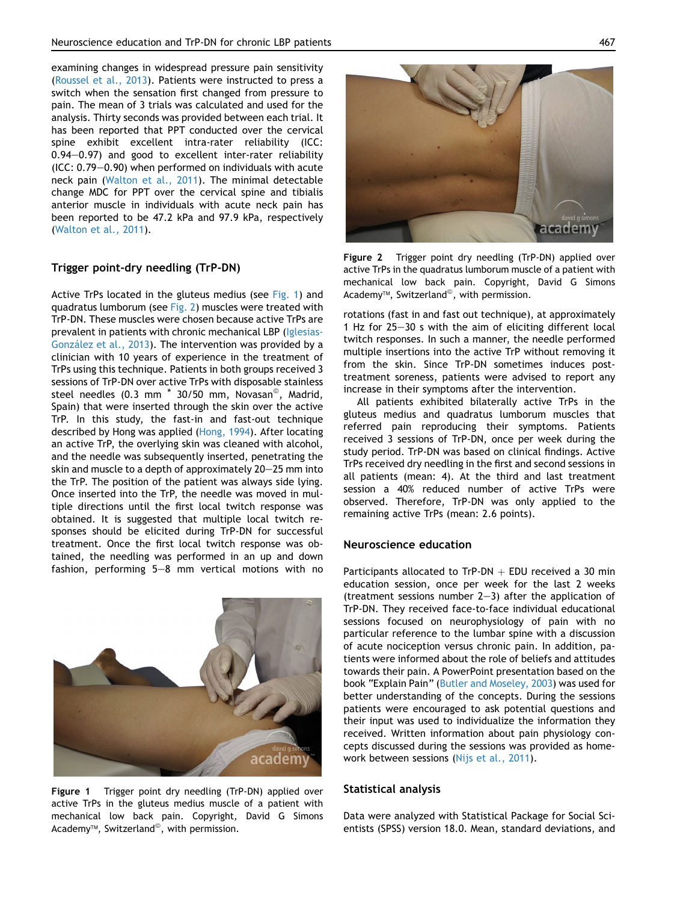examining changes in widespread pressure pain sensitivity (Roussel et al., 2013). Patients were instructed to press a switch when the sensation first changed from pressure to pain. The mean of 3 trials was calculated and used for the analysis. Thirty seconds was provided between each trial. It has been reported that PPT conducted over the cervical spine exhibit excellent intra-rater reliability (ICC: 0.94–0.97) and good to excellent inter-rater reliability (ICC: 0.79–0.90) when performed on individuals with acute neck pain (Walton et al., 2011). The minimal detectable change MDC for PPT over the cervical spine and tibialis anterior muscle in individuals with acute neck pain has been reported to be 47.2 kPa and 97.9 kPa, respectively (Walton et al., 2011).

## Trigger point-dry needling (TrP-DN)

Active TrPs located in the gluteus medius (see Fig. 1) and quadratus lumborum (see Fig. 2) muscles were treated with TrP-DN. These muscles were chosen because active TrPs are prevalent in patients with chronic mechanical LBP (Iglesias-González et al., 2013). The intervention was provided by a clinician with 10 years of experience in the treatment of TrPs using this technique. Patients in both groups received 3 sessions of TrP-DN over active TrPs with disposable stainless steel needles (0.3 mm * 30/50 mm, Novasan©, Madrid, Spain) that were inserted through the skin over the active TrP. In this study, the fast-in and fast-out technique described by Hong was applied (Hong, 1994). After locating an active TrP, the overlying skin was cleaned with alcohol, and the needle was subsequently inserted, penetrating the skin and muscle to a depth of approximately 20–25 mm into the TrP. The position of the patient was always side lying. Once inserted into the TrP, the needle was moved in multiple directions until the first local twitch response was obtained. It is suggested that multiple local twitch responses should be elicited during TrP-DN for successful treatment. Once the first local twitch response was obtained, the needling was performed in an up and down fashion, performing 5–8 mm vertical motions with no rotations (fast in and fast out technique), at approximately 1 Hz for 25–30 s with the aim of eliciting different local twitch responses. In such a manner, the needle performed multiple insertions into the active TrP without removing it from the skin. Since TrP-DN sometimes induces post-treatment soreness, patients were advised to report any increase in their symptoms after the intervention.

**Figure 1** Trigger point dry needling (TrP-DN) applied over active TrPs in the gluteus medius muscle of a patient with mechanical low back pain. Copyright, David G Simons Academy™, Switzerland©, with permission.

**Figure 2** Trigger point dry needling (TrP-DN) applied over active TrPs in the quadratus lumborum muscle of a patient with mechanical low back pain. Copyright, David G Simons Academy™, Switzerland©, with permission.

All patients exhibited bilaterally active TrPs in the gluteus medius and quadratus lumborum muscles that referred pain reproducing their symptoms. Patients received 3 sessions of TrP-DN, once per week during the study period. TrP-DN was based on clinical findings. Active TrPs received dry needling in the first and second sessions in all patients (mean: 4). At the third and last treatment session a 40% reduced number of active TrPs were observed. Therefore, TrP-DN was only applied to the remaining active TrPs (mean: 2.6 points).

## Neuroscience education

Participants allocated to TrP-DN + EDU received a 30 min education session, once per week for the last 2 weeks (treatment sessions number 2–3) after the application of TrP-DN. They received face-to-face individual educational sessions focused on neurophysiology of pain with no particular reference to the lumbar spine with a discussion of acute nociception versus chronic pain. In addition, patients were informed about the role of beliefs and attitudes towards their pain. A PowerPoint presentation based on the book "Explain Pain" (Butler and Moseley, 2003) was used for better understanding of the concepts. During the sessions patients were encouraged to ask potential questions and their input was used to individualize the information they received. Written information about pain physiology concepts discussed during the sessions was provided as homework between sessions (Nijs et al., 2011).

## Statistical analysis

Data were analyzed with Statistical Package for Social Scientists (SPSS) version 18.0. Mean, standard deviations, and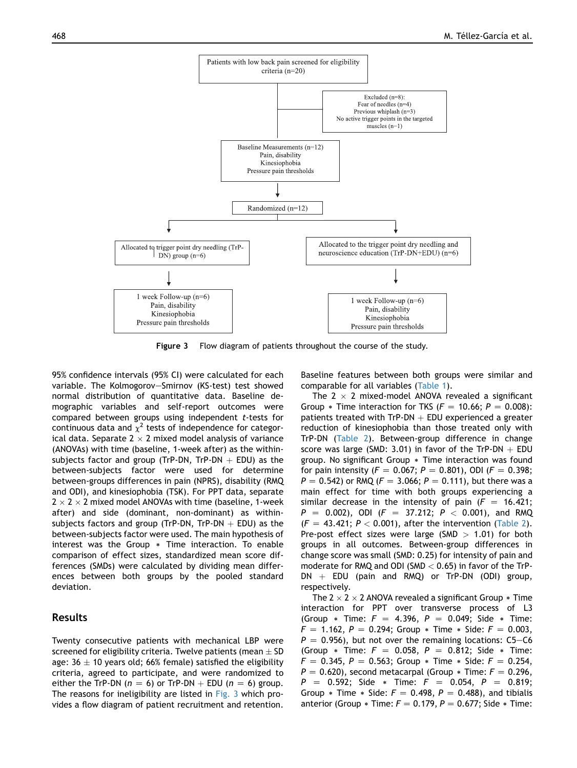Patients with low back pain screened for eligibility criteria (n=20)

Excluded (n=8):
Fear of needles (n=4)
Previous whiplash (n=3)
No active trigger points in the targeted muscles (n=1)

Baseline Measurements (n=12)
Pain, disability
Kinesiophobia
Pressure pain thresholds

Randomized (n=12)

Allocated to trigger point dry needling (TrP-DN) group (n=6)

Allocated to the trigger point dry needling and neuroscience education (TrP-DN+EDU) (n=6)

1 week Follow-up (n=6)
Pain, disability
Kinesiophobia
Pressure pain thresholds

1 week Follow-up (n=6)
Pain, disability
Kinesiophobia
Pressure pain thresholds

**Figure 3** Flow diagram of patients throughout the course of the study.

95% confidence intervals (95% CI) were calculated for each variable. The Kolmogorov–Smirnov (KS-test) test showed normal distribution of quantitative data. Baseline demographic variables and self-report outcomes were compared between groups using independent *t*-tests for continuous data and $\chi^2$ tests of independence for categorical data. Separate 2 × 2 mixed model analysis of variance (ANOVAs) with time (baseline, 1-week after) as the within-subjects factor and group (TrP-DN, TrP-DN + EDU) as the between-subjects factor were used for determine between-groups differences in pain (NPRS), disability (RMQ and ODI), and kinesiophobia (TSK). For PPT data, separate 2 × 2 × 2 mixed model ANOVAs with time (baseline, 1-week after) and side (dominant, non-dominant) as within-subjects factors and group (TrP-DN, TrP-DN + EDU) as the between-subjects factor were used. The main hypothesis of interest was the Group * Time interaction. To enable comparison of effect sizes, standardized mean score differences (SMDs) were calculated by dividing mean differences between both groups by the pooled standard deviation.

## Results

Twenty consecutive patients with mechanical LBP were screened for eligibility criteria. Twelve patients (mean ± SD age: 36 ± 10 years old; 66% female) satisfied the eligibility criteria, agreed to participate, and were randomized to either the TrP-DN ($n = 6$) or TrP-DN + EDU ($n = 6$) group. The reasons for ineligibility are listed in Fig. 3 which provides a flow diagram of patient recruitment and retention. Baseline features between both groups were similar and comparable for all variables (Table 1).

The 2 × 2 mixed-model ANOVA revealed a significant Group * Time interaction for TKS ($F = 10.66$; $P = 0.008$): patients treated with TrP-DN + EDU experienced a greater reduction of kinesiophobia than those treated only with TrP-DN (Table 2). Between-group difference in change score was large (SMD: 3.01) in favor of the TrP-DN + EDU group. No significant Group * Time interaction was found for pain intensity ($F = 0.067$; $P = 0.801$), ODI ($F = 0.398$; $P = 0.542$) or RMQ ($F = 3.066$; $P = 0.111$), but there was a main effect for time with both groups experiencing a similar decrease in the intensity of pain ($F = 16.421$; $P = 0.002$), ODI ($F = 37.212$; $P < 0.001$), and RMQ ($F = 43.421$; $P < 0.001$), after the intervention (Table 2). Pre-post effect sizes were large (SMD > 1.01) for both groups in all outcomes. Between-group differences in change score was small (SMD: 0.25) for intensity of pain and moderate for RMQ and ODI (SMD < 0.65) in favor of the TrP-DN + EDU (pain and RMQ) or TrP-DN (ODI) group, respectively.

The 2 × 2 × 2 ANOVA revealed a significant Group * Time interaction for PPT over transverse process of L3 (Group * Time: $F = 4.396$, $P = 0.049$; Side * Time: $F = 1.162$, $P = 0.294$; Group * Time * Side: $F = 0.003$, $P = 0.956$), but not over the remaining locations: C5–C6 (Group * Time: $F = 0.058$, $P = 0.812$; Side * Time: $F = 0.345$, $P = 0.563$; Group * Time * Side: $F = 0.254$, $P = 0.620$), second metacarpal (Group * Time: $F = 0.296$, $P = 0.592$; Side * Time: $F = 0.054$, $P = 0.819$; Group * Time * Side: $F = 0.498$, $P = 0.488$), and tibialis anterior (Group * Time: $F = 0.179$, $P = 0.677$; Side * Time: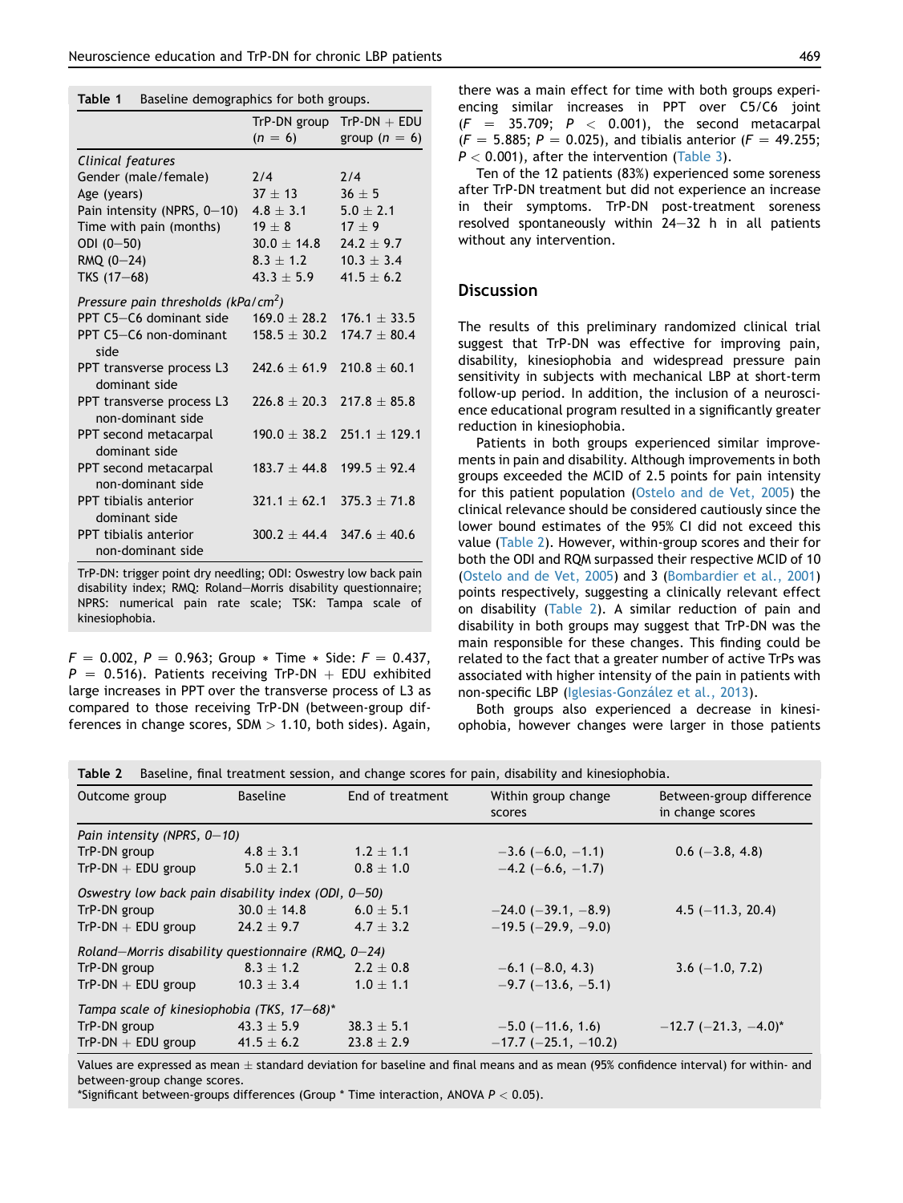**Table 1** Baseline demographics for both groups.

| | TrP-DN group ($n$ = 6) | TrP-DN + EDU group ($n$ = 6) |
|---|---|---|
| *Clinical features* | | |
| Gender (male/female) | 2/4 | 2/4 |
| Age (years) | 37 ± 13 | 36 ± 5 |
| Pain intensity (NPRS, 0–10) | 4.8 ± 3.1 | 5.0 ± 2.1 |
| Time with pain (months) | 19 ± 8 | 17 ± 9 |
| ODI (0–50) | 30.0 ± 14.8 | 24.2 ± 9.7 |
| RMQ (0–24) | 8.3 ± 1.2 | 10.3 ± 3.4 |
| TKS (17–68) | 43.3 ± 5.9 | 41.5 ± 6.2 |
| *Pressure pain thresholds (kPa/cm$^2$)* | | |
| PPT C5–C6 dominant side | 169.0 ± 28.2 | 176.1 ± 33.5 |
| PPT C5–C6 non-dominant side | 158.5 ± 30.2 | 174.7 ± 80.4 |
| PPT transverse process L3 dominant side | 242.6 ± 61.9 | 210.8 ± 60.1 |
| PPT transverse process L3 non-dominant side | 226.8 ± 20.3 | 217.8 ± 85.8 |
| PPT second metacarpal dominant side | 190.0 ± 38.2 | 251.1 ± 129.1 |
| PPT second metacarpal non-dominant side | 183.7 ± 44.8 | 199.5 ± 92.4 |
| PPT tibialis anterior dominant side | 321.1 ± 62.1 | 375.3 ± 71.8 |
| PPT tibialis anterior non-dominant side | 300.2 ± 44.4 | 347.6 ± 40.6 |

TrP-DN: trigger point dry needling; ODI: Oswestry low back pain disability index; RMQ: Roland–Morris disability questionnaire; NPRS: numerical pain rate scale; TSK: Tampa scale of kinesiophobia.

$F$ = 0.002, $P$ = 0.963; Group * Time * Side: $F$ = 0.437, $P$ = 0.516). Patients receiving TrP-DN + EDU exhibited large increases in PPT over the transverse process of L3 as compared to those receiving TrP-DN (between-group differences in change scores, SDM > 1.10, both sides). Again, there was a main effect for time with both groups experiencing similar increases in PPT over C5/C6 joint ($F$ = 35.709; $P$ < 0.001), the second metacarpal ($F$ = 5.885; $P$ = 0.025), and tibialis anterior ($F$ = 49.255; $P$ < 0.001), after the intervention (Table 3).

Ten of the 12 patients (83%) experienced some soreness after TrP-DN treatment but did not experience an increase in their symptoms. TrP-DN post-treatment soreness resolved spontaneously within 24–32 h in all patients without any intervention.

## Discussion

The results of this preliminary randomized clinical trial suggest that TrP-DN was effective for improving pain, disability, kinesiophobia and widespread pressure pain sensitivity in subjects with mechanical LBP at short-term follow-up period. In addition, the inclusion of a neuroscience educational program resulted in a significantly greater reduction in kinesiophobia.

Patients in both groups experienced similar improvements in pain and disability. Although improvements in both groups exceeded the MCID of 2.5 points for pain intensity for this patient population (Ostelo and de Vet, 2005) the clinical relevance should be considered cautiously since the lower bound estimates of the 95% CI did not exceed this value (Table 2). However, within-group scores and their for both the ODI and RQM surpassed their respective MCID of 10 (Ostelo and de Vet, 2005) and 3 (Bombardier et al., 2001) points respectively, suggesting a clinically relevant effect on disability (Table 2). A similar reduction of pain and disability in both groups may suggest that TrP-DN was the main responsible for these changes. This finding could be related to the fact that a greater number of active TrPs was associated with higher intensity of the pain in patients with non-specific LBP (Iglesias-González et al., 2013).

Both groups also experienced a decrease in kinesiophobia, however changes were larger in those patients

**Table 2** Baseline, final treatment session, and change scores for pain, disability and kinesiophobia.

| Outcome group | Baseline | End of treatment | Within group change scores | Between-group difference in change scores |
|---|---|---|---|---|
| *Pain intensity (NPRS, 0–10)* | | | | |
| TrP-DN group | 4.8 ± 3.1 | 1.2 ± 1.1 | −3.6 (−6.0, −1.1) | 0.6 (−3.8, 4.8) |
| TrP-DN + EDU group | 5.0 ± 2.1 | 0.8 ± 1.0 | −4.2 (−6.6, −1.7) | |
| *Oswestry low back pain disability index (ODI, 0–50)* | | | | |
| TrP-DN group | 30.0 ± 14.8 | 6.0 ± 5.1 | −24.0 (−39.1, −8.9) | 4.5 (−11.3, 20.4) |
| TrP-DN + EDU group | 24.2 ± 9.7 | 4.7 ± 3.2 | −19.5 (−29.9, −9.0) | |
| *Roland–Morris disability questionnaire (RMQ, 0–24)* | | | | |
| TrP-DN group | 8.3 ± 1.2 | 2.2 ± 0.8 | −6.1 (−8.0, 4.3) | 3.6 (−1.0, 7.2) |
| TrP-DN + EDU group | 10.3 ± 3.4 | 1.0 ± 1.1 | −9.7 (−13.6, −5.1) | |
| *Tampa scale of kinesiophobia (TKS, 17–68)** | | | | |
| TrP-DN group | 43.3 ± 5.9 | 38.3 ± 5.1 | −5.0 (−11.6, 1.6) | −12.7 (−21.3, −4.0)* |
| TrP-DN + EDU group | 41.5 ± 6.2 | 23.8 ± 2.9 | −17.7 (−25.1, −10.2) | |

Values are expressed as mean ± standard deviation for baseline and final means and as mean (95% confidence interval) for within- and between-group change scores.
*Significant between-groups differences (Group * Time interaction, ANOVA $P$ < 0.05).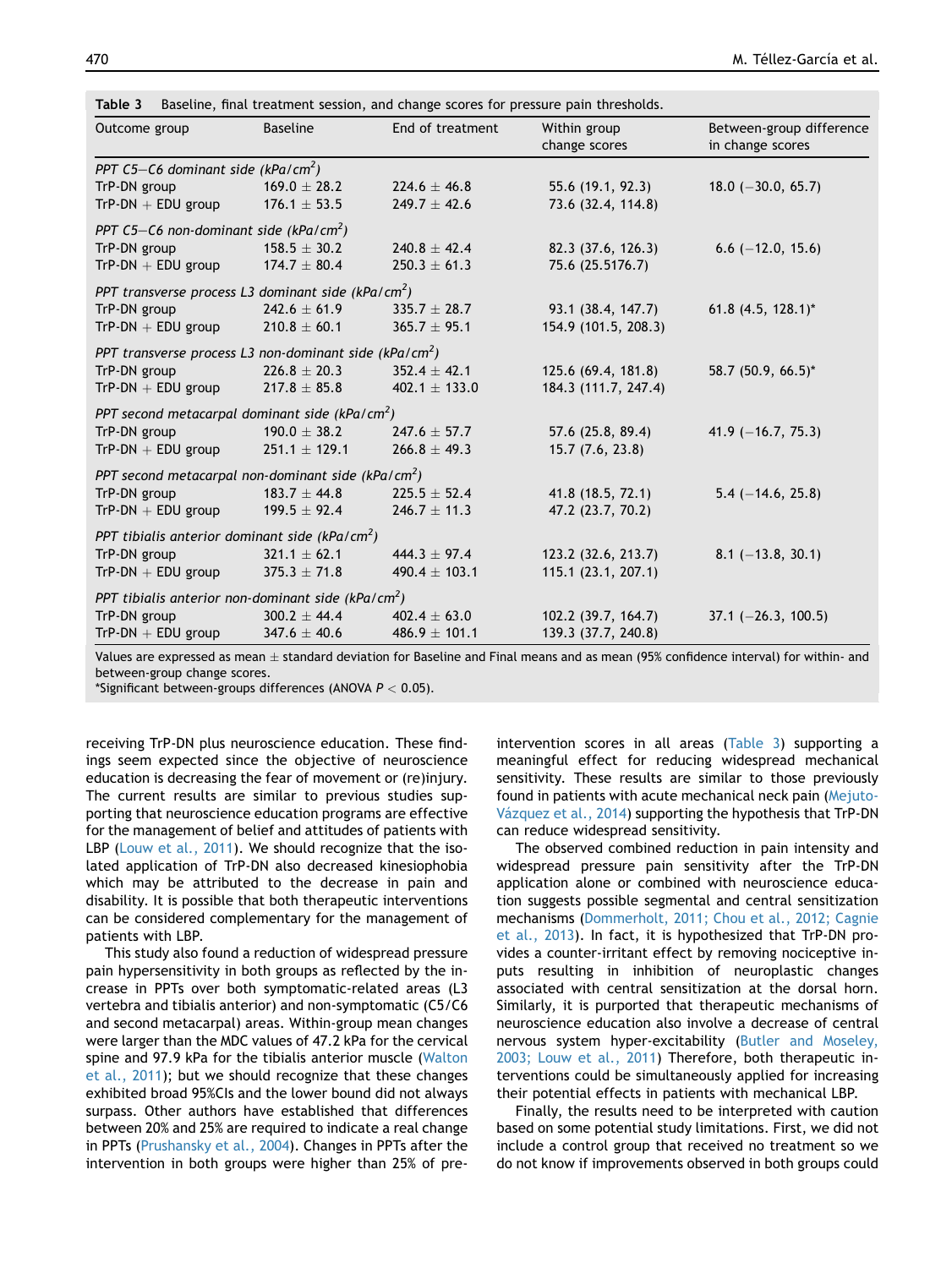**Table 3** Baseline, final treatment session, and change scores for pressure pain thresholds.

| Outcome group | Baseline | End of treatment | Within group change scores | Between-group difference in change scores |
|---|---|---|---|---|
| *PPT C5–C6 dominant side (kPa/cm$^2$)* | | | | |
| TrP-DN group | 169.0 ± 28.2 | 224.6 ± 46.8 | 55.6 (19.1, 92.3) | 18.0 (−30.0, 65.7) |
| TrP-DN + EDU group | 176.1 ± 53.5 | 249.7 ± 42.6 | 73.6 (32.4, 114.8) | |
| *PPT C5–C6 non-dominant side (kPa/cm$^2$)* | | | | |
| TrP-DN group | 158.5 ± 30.2 | 240.8 ± 42.4 | 82.3 (37.6, 126.3) | 6.6 (−12.0, 15.6) |
| TrP-DN + EDU group | 174.7 ± 80.4 | 250.3 ± 61.3 | 75.6 (25.5176.7) | |
| *PPT transverse process L3 dominant side (kPa/cm$^2$)* | | | | |
| TrP-DN group | 242.6 ± 61.9 | 335.7 ± 28.7 | 93.1 (38.4, 147.7) | 61.8 (4.5, 128.1)* |
| TrP-DN + EDU group | 210.8 ± 60.1 | 365.7 ± 95.1 | 154.9 (101.5, 208.3) | |
| *PPT transverse process L3 non-dominant side (kPa/cm$^2$)* | | | | |
| TrP-DN group | 226.8 ± 20.3 | 352.4 ± 42.1 | 125.6 (69.4, 181.8) | 58.7 (50.9, 66.5)* |
| TrP-DN + EDU group | 217.8 ± 85.8 | 402.1 ± 133.0 | 184.3 (111.7, 247.4) | |
| *PPT second metacarpal dominant side (kPa/cm$^2$)* | | | | |
| TrP-DN group | 190.0 ± 38.2 | 247.6 ± 57.7 | 57.6 (25.8, 89.4) | 41.9 (−16.7, 75.3) |
| TrP-DN + EDU group | 251.1 ± 129.1 | 266.8 ± 49.3 | 15.7 (7.6, 23.8) | |
| *PPT second metacarpal non-dominant side (kPa/cm$^2$)* | | | | |
| TrP-DN group | 183.7 ± 44.8 | 225.5 ± 52.4 | 41.8 (18.5, 72.1) | 5.4 (−14.6, 25.8) |
| TrP-DN + EDU group | 199.5 ± 92.4 | 246.7 ± 11.3 | 47.2 (23.7, 70.2) | |
| *PPT tibialis anterior dominant side (kPa/cm$^2$)* | | | | |
| TrP-DN group | 321.1 ± 62.1 | 444.3 ± 97.4 | 123.2 (32.6, 213.7) | 8.1 (−13.8, 30.1) |
| TrP-DN + EDU group | 375.3 ± 71.8 | 490.4 ± 103.1 | 115.1 (23.1, 207.1) | |
| *PPT tibialis anterior non-dominant side (kPa/cm$^2$)* | | | | |
| TrP-DN group | 300.2 ± 44.4 | 402.4 ± 63.0 | 102.2 (39.7, 164.7) | 37.1 (−26.3, 100.5) |
| TrP-DN + EDU group | 347.6 ± 40.6 | 486.9 ± 101.1 | 139.3 (37.7, 240.8) | |

Values are expressed as mean ± standard deviation for Baseline and Final means and as mean (95% confidence interval) for within- and between-group change scores.
*Significant between-groups differences (ANOVA $P < 0.05$).

receiving TrP-DN plus neuroscience education. These findings seem expected since the objective of neuroscience education is decreasing the fear of movement or (re)injury. The current results are similar to previous studies supporting that neuroscience education programs are effective for the management of belief and attitudes of patients with LBP (Louw et al., 2011). We should recognize that the isolated application of TrP-DN also decreased kinesiophobia which may be attributed to the decrease in pain and disability. It is possible that both therapeutic interventions can be considered complementary for the management of patients with LBP.

This study also found a reduction of widespread pressure pain hypersensitivity in both groups as reflected by the increase in PPTs over both symptomatic-related areas (L3 vertebra and tibialis anterior) and non-symptomatic (C5/C6 and second metacarpal) areas. Within-group mean changes were larger than the MDC values of 47.2 kPa for the cervical spine and 97.9 kPa for the tibialis anterior muscle (Walton et al., 2011); but we should recognize that these changes exhibited broad 95%CIs and the lower bound did not always surpass. Other authors have established that differences between 20% and 25% are required to indicate a real change in PPTs (Prushansky et al., 2004). Changes in PPTs after the intervention in both groups were higher than 25% of pre-intervention scores in all areas (Table 3) supporting a meaningful effect for reducing widespread mechanical sensitivity. These results are similar to those previously found in patients with acute mechanical neck pain (Mejuto-Vázquez et al., 2014) supporting the hypothesis that TrP-DN can reduce widespread sensitivity.

The observed combined reduction in pain intensity and widespread pressure pain sensitivity after the TrP-DN application alone or combined with neuroscience education suggests possible segmental and central sensitization mechanisms (Dommerholt, 2011; Chou et al., 2012; Cagnie et al., 2013). In fact, it is hypothesized that TrP-DN provides a counter-irritant effect by removing nociceptive inputs resulting in inhibition of neuroplastic changes associated with central sensitization at the dorsal horn. Similarly, it is purported that therapeutic mechanisms of neuroscience education also involve a decrease of central nervous system hyper-excitability (Butler and Moseley, 2003; Louw et al., 2011) Therefore, both therapeutic interventions could be simultaneously applied for increasing their potential effects in patients with mechanical LBP.

Finally, the results need to be interpreted with caution based on some potential study limitations. First, we did not include a control group that received no treatment so we do not know if improvements observed in both groups could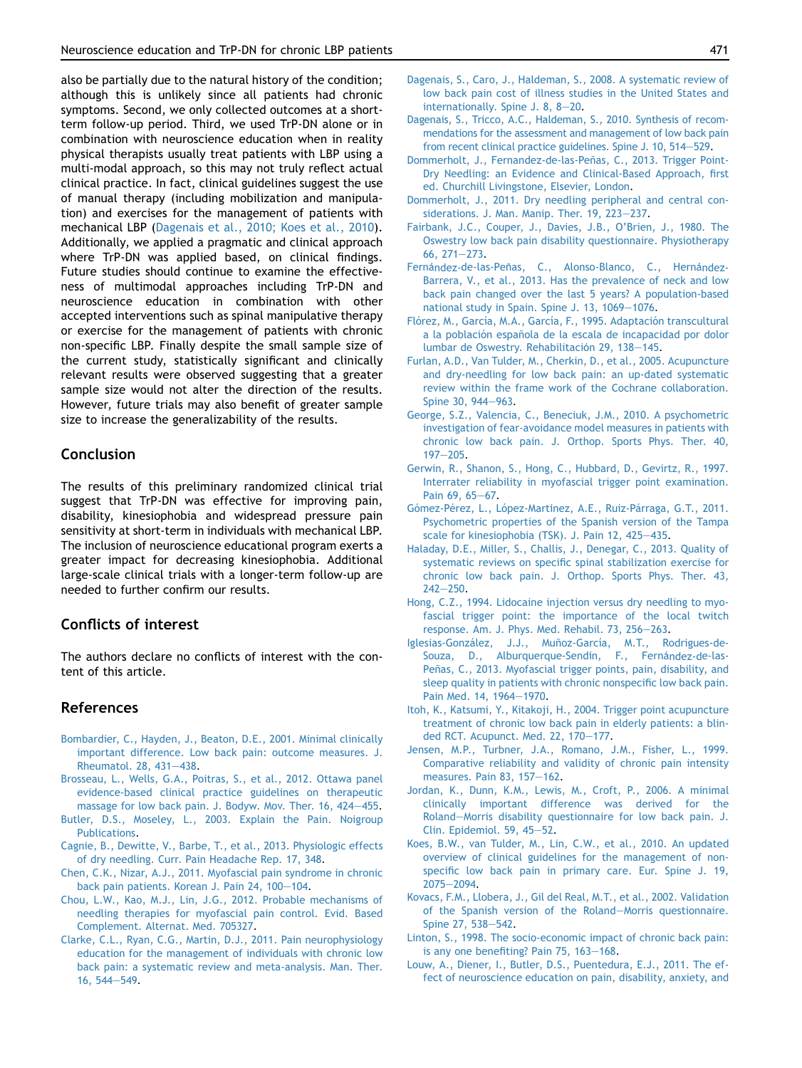also be partially due to the natural history of the condition; although this is unlikely since all patients had chronic symptoms. Second, we only collected outcomes at a short-term follow-up period. Third, we used TrP-DN alone or in combination with neuroscience education when in reality physical therapists usually treat patients with LBP using a multi-modal approach, so this may not truly reflect actual clinical practice. In fact, clinical guidelines suggest the use of manual therapy (including mobilization and manipulation) and exercises for the management of patients with mechanical LBP (Dagenais et al., 2010; Koes et al., 2010). Additionally, we applied a pragmatic and clinical approach where TrP-DN was applied based, on clinical findings. Future studies should continue to examine the effectiveness of multimodal approaches including TrP-DN and neuroscience education in combination with other accepted interventions such as spinal manipulative therapy or exercise for the management of patients with chronic non-specific LBP. Finally despite the small sample size of the current study, statistically significant and clinically relevant results were observed suggesting that a greater sample size would not alter the direction of the results. However, future trials may also benefit of greater sample size to increase the generalizability of the results.

## Conclusion

The results of this preliminary randomized clinical trial suggest that TrP-DN was effective for improving pain, disability, kinesiophobia and widespread pressure pain sensitivity at short-term in individuals with mechanical LBP. The inclusion of neuroscience educational program exerts a greater impact for decreasing kinesiophobia. Additional large-scale clinical trials with a longer-term follow-up are needed to further confirm our results.

## Conflicts of interest

The authors declare no conflicts of interest with the content of this article.

## References

Bombardier, C., Hayden, J., Beaton, D.E., 2001. Minimal clinically important difference. Low back pain: outcome measures. J. Rheumatol. 28, 431–438.

Brosseau, L., Wells, G.A., Poitras, S., et al., 2012. Ottawa panel evidence-based clinical practice guidelines on therapeutic massage for low back pain. J. Bodyw. Mov. Ther. 16, 424–455.

Butler, D.S., Moseley, L., 2003. Explain the Pain. Noigroup Publications.

Cagnie, B., Dewitte, V., Barbe, T., et al., 2013. Physiologic effects of dry needling. Curr. Pain Headache Rep. 17, 348.

Chen, C.K., Nizar, A.J., 2011. Myofascial pain syndrome in chronic back pain patients. Korean J. Pain 24, 100–104.

Chou, L.W., Kao, M.J., Lin, J.G., 2012. Probable mechanisms of needling therapies for myofascial pain control. Evid. Based Complement. Alternat. Med. 705327.

Clarke, C.L., Ryan, C.G., Martin, D.J., 2011. Pain neurophysiology education for the management of individuals with chronic low back pain: a systematic review and meta-analysis. Man. Ther. 16, 544–549.

Dagenais, S., Caro, J., Haldeman, S., 2008. A systematic review of low back pain cost of illness studies in the United States and internationally. Spine J. 8, 8–20.

Dagenais, S., Tricco, A.C., Haldeman, S., 2010. Synthesis of recommendations for the assessment and management of low back pain from recent clinical practice guidelines. Spine J. 10, 514–529.

Dommerholt, J., Fernandez-de-las-Peñas, C., 2013. Trigger Point-Dry Needling: an Evidence and Clinical-Based Approach, first ed. Churchill Livingstone, Elsevier, London.

Dommerholt, J., 2011. Dry needling peripheral and central considerations. J. Man. Manip. Ther. 19, 223–237.

Fairbank, J.C., Couper, J., Davies, J.B., O'Brien, J., 1980. The Oswestry low back pain disability questionnaire. Physiotherapy 66, 271–273.

Fernández-de-las-Peñas, C., Alonso-Blanco, C., Hernández-Barrera, V., et al., 2013. Has the prevalence of neck and low back pain changed over the last 5 years? A population-based national study in Spain. Spine J. 13, 1069–1076.

Flórez, M., García, M.A., García, F., 1995. Adaptación transcultural a la población española de la escala de incapacidad por dolor lumbar de Oswestry. Rehabilitación 29, 138–145.

Furlan, A.D., Van Tulder, M., Cherkin, D., et al., 2005. Acupuncture and dry-needling for low back pain: an up-dated systematic review within the frame work of the Cochrane collaboration. Spine 30, 944–963.

George, S.Z., Valencia, C., Beneciuk, J.M., 2010. A psychometric investigation of fear-avoidance model measures in patients with chronic low back pain. J. Orthop. Sports Phys. Ther. 40, 197–205.

Gerwin, R., Shanon, S., Hong, C., Hubbard, D., Gevirtz, R., 1997. Interrater reliability in myofascial trigger point examination. Pain 69, 65–67.

Gómez-Pérez, L., López-Martínez, A.E., Ruiz-Párraga, G.T., 2011. Psychometric properties of the Spanish version of the Tampa scale for kinesiophobia (TSK). J. Pain 12, 425–435.

Haladay, D.E., Miller, S., Challis, J., Denegar, C., 2013. Quality of systematic reviews on specific spinal stabilization exercise for chronic low back pain. J. Orthop. Sports Phys. Ther. 43, 242–250.

Hong, C.Z., 1994. Lidocaine injection versus dry needling to myofascial trigger point: the importance of the local twitch response. Am. J. Phys. Med. Rehabil. 73, 256–263.

Iglesias-González, J.J., Muñoz-García, M.T., Rodrigues-de-Souza, D., Alburquerque-Sendín, F., Fernández-de-las-Peñas, C., 2013. Myofascial trigger points, pain, disability, and sleep quality in patients with chronic nonspecific low back pain. Pain Med. 14, 1964–1970.

Itoh, K., Katsumi, Y., Kitakoji, H., 2004. Trigger point acupuncture treatment of chronic low back pain in elderly patients: a blinded RCT. Acupunct. Med. 22, 170–177.

Jensen, M.P., Turbner, J.A., Romano, J.M., Fisher, L., 1999. Comparative reliability and validity of chronic pain intensity measures. Pain 83, 157–162.

Jordan, K., Dunn, K.M., Lewis, M., Croft, P., 2006. A minimal clinically important difference was derived for the Roland–Morris disability questionnaire for low back pain. J. Clin. Epidemiol. 59, 45–52.

Koes, B.W., van Tulder, M., Lin, C.W., et al., 2010. An updated overview of clinical guidelines for the management of non-specific low back pain in primary care. Eur. Spine J. 19, 2075–2094.

Kovacs, F.M., Llobera, J., Gil del Real, M.T., et al., 2002. Validation of the Spanish version of the Roland–Morris questionnaire. Spine 27, 538–542.

Linton, S., 1998. The socio-economic impact of chronic back pain: is any one benefiting? Pain 75, 163–168.

Louw, A., Diener, I., Butler, D.S., Puentedura, E.J., 2011. The effect of neuroscience education on pain, disability, anxiety, and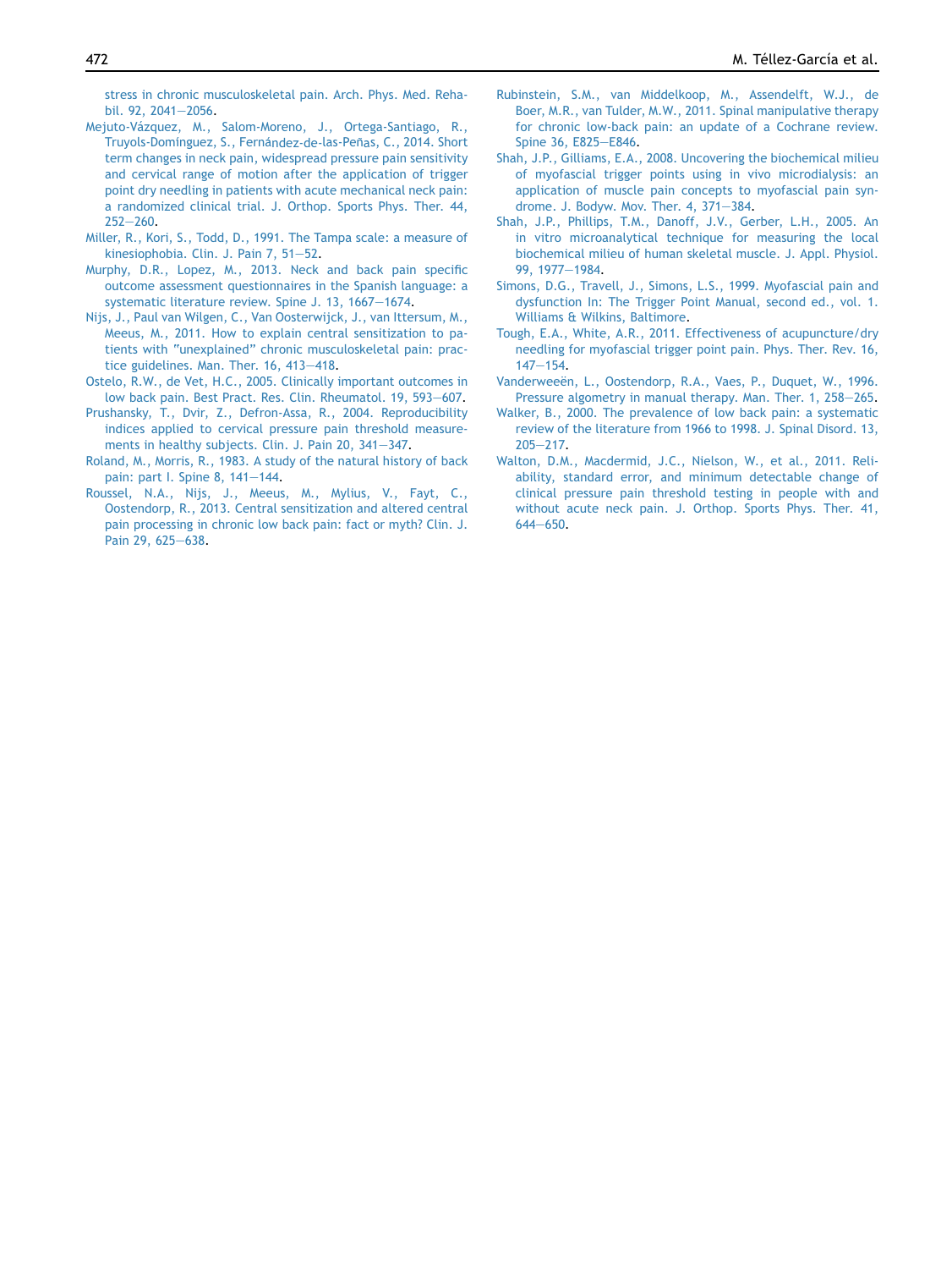stress in chronic musculoskeletal pain. Arch. Phys. Med. Rehabil. 92, 2041–2056.

Mejuto-Vázquez, M., Salom-Moreno, J., Ortega-Santiago, R., Truyols-Domínguez, S., Fernández-de-las-Peñas, C., 2014. Short term changes in neck pain, widespread pressure pain sensitivity and cervical range of motion after the application of trigger point dry needling in patients with acute mechanical neck pain: a randomized clinical trial. J. Orthop. Sports Phys. Ther. 44, 252–260.

Miller, R., Kori, S., Todd, D., 1991. The Tampa scale: a measure of kinesiophobia. Clin. J. Pain 7, 51–52.

Murphy, D.R., Lopez, M., 2013. Neck and back pain specific outcome assessment questionnaires in the Spanish language: a systematic literature review. Spine J. 13, 1667–1674.

Nijs, J., Paul van Wilgen, C., Van Oosterwijck, J., van Ittersum, M., Meeus, M., 2011. How to explain central sensitization to patients with "unexplained" chronic musculoskeletal pain: practice guidelines. Man. Ther. 16, 413–418.

Ostelo, R.W., de Vet, H.C., 2005. Clinically important outcomes in low back pain. Best Pract. Res. Clin. Rheumatol. 19, 593–607.

Prushansky, T., Dvir, Z., Defron-Assa, R., 2004. Reproducibility indices applied to cervical pressure pain threshold measurements in healthy subjects. Clin. J. Pain 20, 341–347.

Roland, M., Morris, R., 1983. A study of the natural history of back pain: part I. Spine 8, 141–144.

Roussel, N.A., Nijs, J., Meeus, M., Mylius, V., Fayt, C., Oostendorp, R., 2013. Central sensitization and altered central pain processing in chronic low back pain: fact or myth? Clin. J. Pain 29, 625–638.

Rubinstein, S.M., van Middelkoop, M., Assendelft, W.J., de Boer, M.R., van Tulder, M.W., 2011. Spinal manipulative therapy for chronic low-back pain: an update of a Cochrane review. Spine 36, E825–E846.

Shah, J.P., Gilliams, E.A., 2008. Uncovering the biochemical milieu of myofascial trigger points using in vivo microdialysis: an application of muscle pain concepts to myofascial pain syndrome. J. Bodyw. Mov. Ther. 4, 371–384.

Shah, J.P., Phillips, T.M., Danoff, J.V., Gerber, L.H., 2005. An in vitro microanalytical technique for measuring the local biochemical milieu of human skeletal muscle. J. Appl. Physiol. 99, 1977–1984.

Simons, D.G., Travell, J., Simons, L.S., 1999. Myofascial pain and dysfunction In: The Trigger Point Manual, second ed., vol. 1. Williams & Wilkins, Baltimore.

Tough, E.A., White, A.R., 2011. Effectiveness of acupuncture/dry needling for myofascial trigger point pain. Phys. Ther. Rev. 16, 147–154.

Vanderweeën, L., Oostendorp, R.A., Vaes, P., Duquet, W., 1996. Pressure algometry in manual therapy. Man. Ther. 1, 258–265.

Walker, B., 2000. The prevalence of low back pain: a systematic review of the literature from 1966 to 1998. J. Spinal Disord. 13, 205–217.

Walton, D.M., Macdermid, J.C., Nielson, W., et al., 2011. Reliability, standard error, and minimum detectable change of clinical pressure pain threshold testing in people with and without acute neck pain. J. Orthop. Sports Phys. Ther. 41, 644–650.